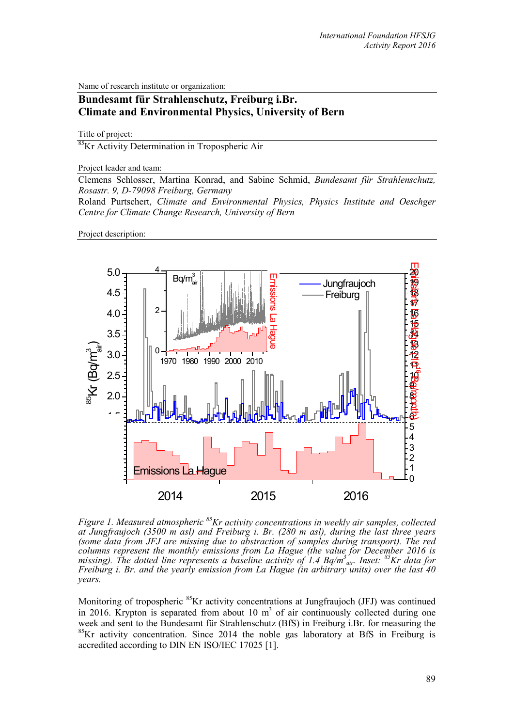Name of research institute or organization:

**Bundesamt für Strahlenschutz, Freiburg i.Br.**
**Climate and Environmental Physics, University of Bern**

Title of project:

$^{85}$Kr Activity Determination in Tropospheric Air

Project leader and team:

Clemens Schlosser, Martina Konrad, and Sabine Schmid, *Bundesamt für Strahlenschutz, Rosastr. 9, D-79098 Freiburg, Germany*

Roland Purtschert, *Climate and Environmental Physics, Physics Institute and Oeschger Centre for Climate Change Research, University of Bern*

Project description:

*Figure 1. Measured atmospheric $^{85}$Kr activity concentrations in weekly air samples, collected at Jungfraujoch (3500 m asl) and Freiburg i. Br. (280 m asl), during the last three years (some data from JFJ are missing due to abstraction of samples during transport). The red columns represent the monthly emissions from La Hague (the value for December 2016 is missing). The dotted line represents a baseline activity of 1.4 Bq/m$^3_{air}$. Inset: $^{85}$Kr data for Freiburg i. Br. and the yearly emission from La Hague (in arbitrary units) over the last 40 years.*

Monitoring of tropospheric $^{85}$Kr activity concentrations at Jungfraujoch (JFJ) was continued in 2016. Krypton is separated from about 10 m$^3$ of air continuously collected during one week and sent to the Bundesamt für Strahlenschutz (BfS) in Freiburg i.Br. for measuring the $^{85}$Kr activity concentration. Since 2014 the noble gas laboratory at BfS in Freiburg is accredited according to DIN EN ISO/IEC 17025 [1].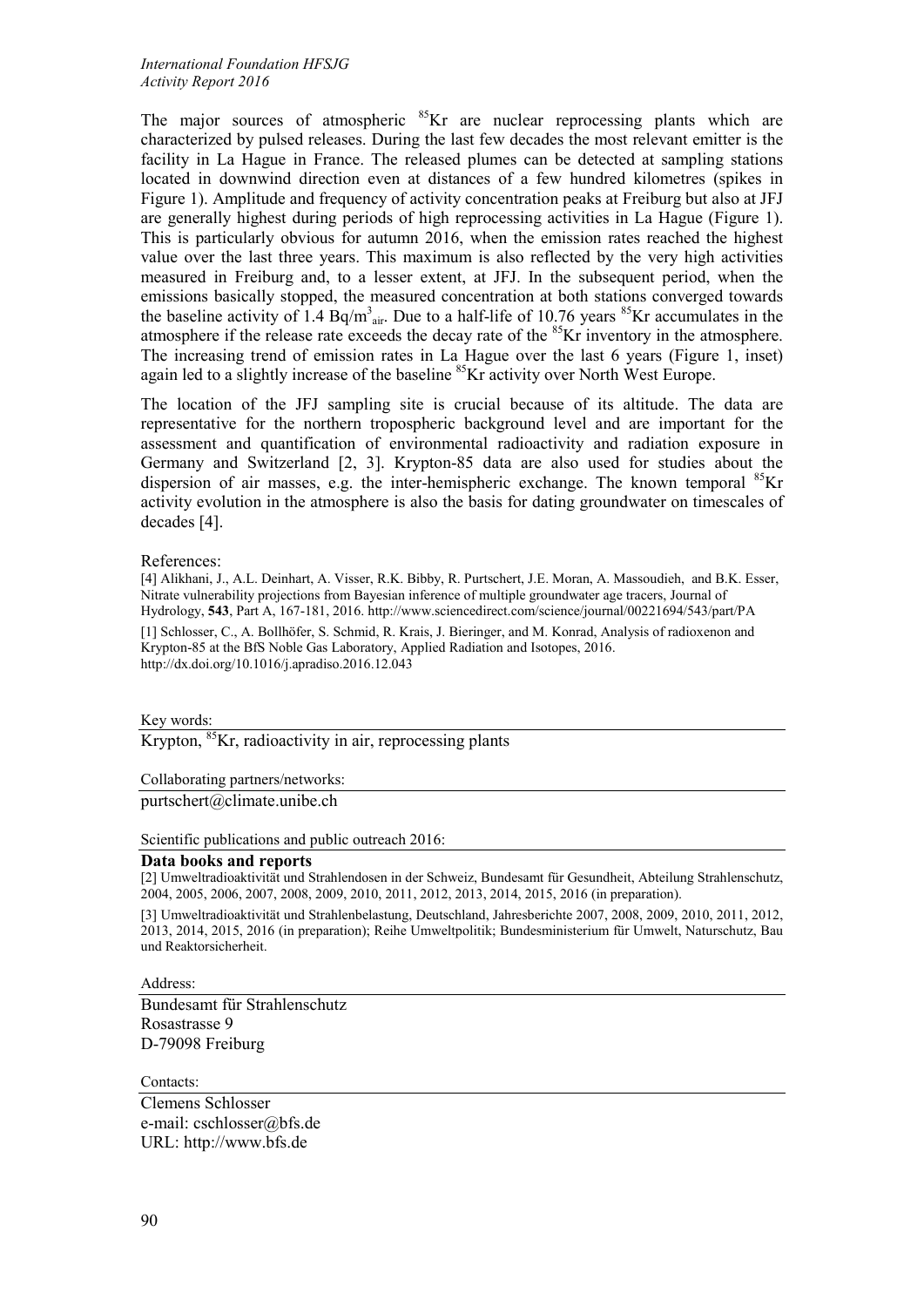The major sources of atmospheric $^{85}Kr$ are nuclear reprocessing plants which are characterized by pulsed releases. During the last few decades the most relevant emitter is the facility in La Hague in France. The released plumes can be detected at sampling stations located in downwind direction even at distances of a few hundred kilometres (spikes in Figure 1). Amplitude and frequency of activity concentration peaks at Freiburg but also at JFJ are generally highest during periods of high reprocessing activities in La Hague (Figure 1). This is particularly obvious for autumn 2016, when the emission rates reached the highest value over the last three years. This maximum is also reflected by the very high activities measured in Freiburg and, to a lesser extent, at JFJ. In the subsequent period, when the emissions basically stopped, the measured concentration at both stations converged towards the baseline activity of 1.4 $Bq/m^3_{air}$. Due to a half-life of 10.76 years $^{85}Kr$ accumulates in the atmosphere if the release rate exceeds the decay rate of the $^{85}Kr$ inventory in the atmosphere. The increasing trend of emission rates in La Hague over the last 6 years (Figure 1, inset) again led to a slightly increase of the baseline $^{85}Kr$ activity over North West Europe.

The location of the JFJ sampling site is crucial because of its altitude. The data are representative for the northern tropospheric background level and are important for the assessment and quantification of environmental radioactivity and radiation exposure in Germany and Switzerland [2, 3]. Krypton-85 data are also used for studies about the dispersion of air masses, e.g. the inter-hemispheric exchange. The known temporal $^{85}Kr$ activity evolution in the atmosphere is also the basis for dating groundwater on timescales of decades [4].

References:

[4] Alikhani, J., A.L. Deinhart, A. Visser, R.K. Bibby, R. Purtschert, J.E. Moran, A. Massoudieh, and B.K. Esser, Nitrate vulnerability projections from Bayesian inference of multiple groundwater age tracers, Journal of Hydrology, **543**, Part A, 167-181, 2016. http://www.sciencedirect.com/science/journal/00221694/543/part/PA

[1] Schlosser, C., A. Bollhöfer, S. Schmid, R. Krais, J. Bieringer, and M. Konrad, Analysis of radioxenon and Krypton-85 at the BfS Noble Gas Laboratory, Applied Radiation and Isotopes, 2016. http://dx.doi.org/10.1016/j.apradiso.2016.12.043

Key words:

Krypton, $^{85}Kr$, radioactivity in air, reprocessing plants

Collaborating partners/networks:

purtschert@climate.unibe.ch

Scientific publications and public outreach 2016:

**Data books and reports**

[2] Umweltradioaktivität und Strahlendosen in der Schweiz, Bundesamt für Gesundheit, Abteilung Strahlenschutz, 2004, 2005, 2006, 2007, 2008, 2009, 2010, 2011, 2012, 2013, 2014, 2015, 2016 (in preparation).

[3] Umweltradioaktivität und Strahlenbelastung, Deutschland, Jahresberichte 2007, 2008, 2009, 2010, 2011, 2012, 2013, 2014, 2015, 2016 (in preparation); Reihe Umweltpolitik; Bundesministerium für Umwelt, Naturschutz, Bau und Reaktorsicherheit.

Address:

Bundesamt für Strahlenschutz
Rosastrasse 9
D-79098 Freiburg

Contacts:

Clemens Schlosser
e-mail: cschlosser@bfs.de
URL: http://www.bfs.de